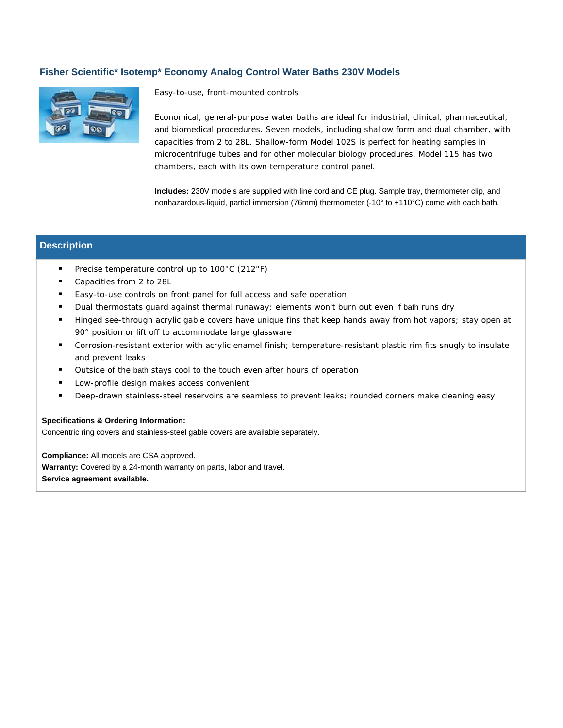## Fisher Scientific* Isotemp* Economy Analog Control Water Baths 230V Models

Easy-to-use, front-mounted controls

Economical, general-purpose water baths are ideal for industrial, clinical, pharmaceutical, and biomedical procedures. Seven models, including shallow form and dual chamber, with capacities from 2 to 28L. Shallow-form Model 102S is perfect for heating samples in microcentrifuge tubes and for other molecular biology procedures. Model 115 has two chambers, each with its own temperature control panel.

**Includes:** 230V models are supplied with line cord and CE plug. Sample tray, thermometer clip, and nonhazardous-liquid, partial immersion (76mm) thermometer (-10° to +110°C) come with each bath.

### Description

- Precise temperature control up to 100°C (212°F)
- Capacities from 2 to 28L
- Easy-to-use controls on front panel for full access and safe operation
- Dual thermostats guard against thermal runaway; elements won't burn out even if bath runs dry
- Hinged see-through acrylic gable covers have unique fins that keep hands away from hot vapors; stay open at 90° position or lift off to accommodate large glassware
- Corrosion-resistant exterior with acrylic enamel finish; temperature-resistant plastic rim fits snugly to insulate and prevent leaks
- Outside of the bath stays cool to the touch even after hours of operation
- Low-profile design makes access convenient
- Deep-drawn stainless-steel reservoirs are seamless to prevent leaks; rounded corners make cleaning easy

**Specifications & Ordering Information:**
Concentric ring covers and stainless-steel gable covers are available separately.

**Compliance:** All models are CSA approved.
**Warranty:** Covered by a 24-month warranty on parts, labor and travel.
**Service agreement available.**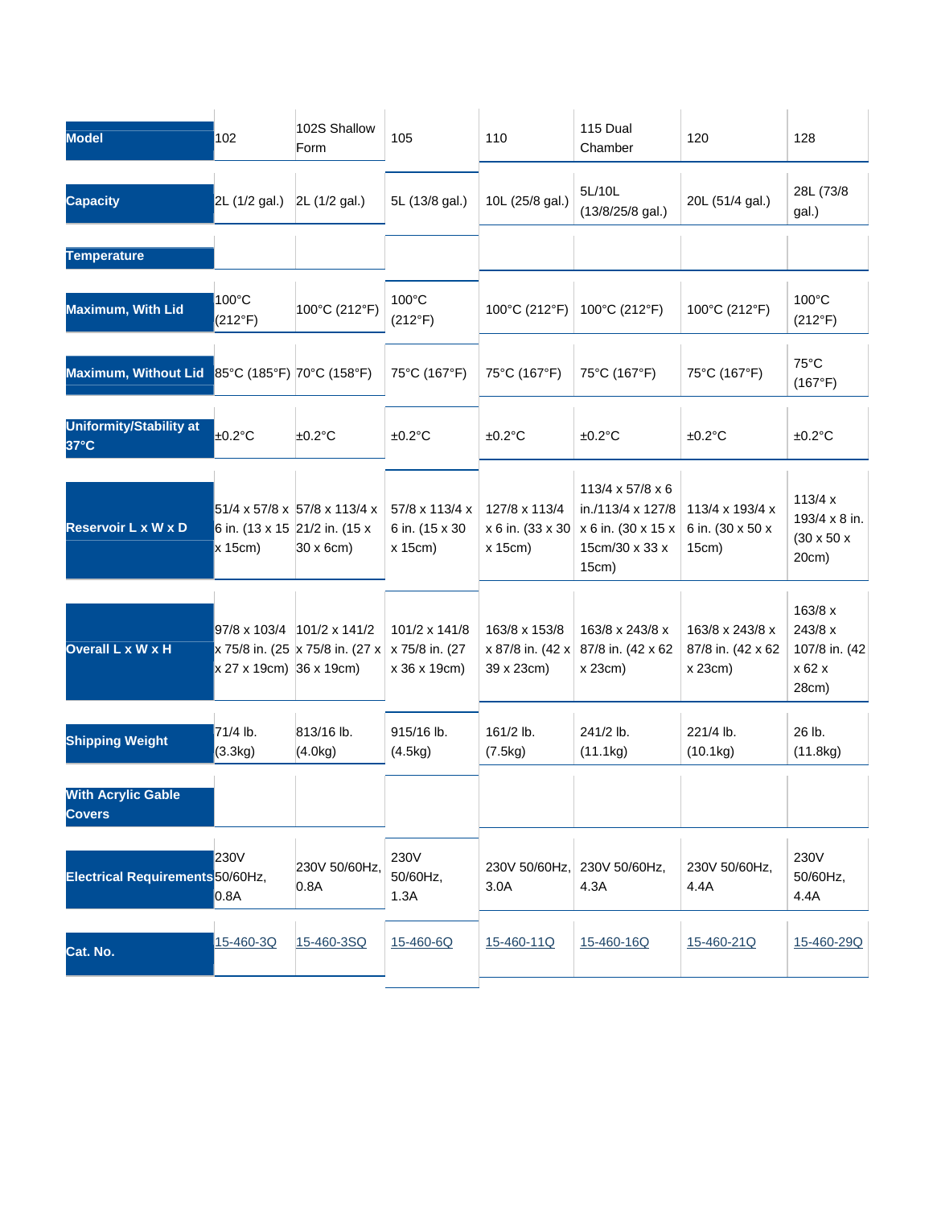| Model | 102 | 102S Shallow Form | 105 | 110 | 115 Dual Chamber | 120 | 128 |
|---|---|---|---|---|---|---|---|
| Capacity | 2L (1/2 gal.) | 2L (1/2 gal.) | 5L (13/8 gal.) | 10L (25/8 gal.) | 5L/10L (13/8/25/8 gal.) | 20L (51/4 gal.) | 28L (73/8 gal.) |
| Temperature | | | | | | | |
| Maximum, With Lid | 100°C (212°F) | 100°C (212°F) | 100°C (212°F) | 100°C (212°F) | 100°C (212°F) | 100°C (212°F) | 100°C (212°F) |
| Maximum, Without Lid | 85°C (185°F) | 70°C (158°F) | 75°C (167°F) | 75°C (167°F) | 75°C (167°F) | 75°C (167°F) | 75°C (167°F) |
| Uniformity/Stability at 37°C | ±0.2°C | ±0.2°C | ±0.2°C | ±0.2°C | ±0.2°C | ±0.2°C | ±0.2°C |
| Reservoir L x W x D | 51/4 x 57/8 x 6 in. (13 x 15 x 15cm) | 57/8 x 113/4 x 21/2 in. (15 x 30 x 6cm) | 57/8 x 113/4 x 6 in. (15 x 30 x 15cm) | 127/8 x 113/4 x 6 in. (33 x 30 x 15cm) | 113/4 x 57/8 x 6 in./113/4 x 127/8 x 6 in. (30 x 15 x 15cm/30 x 33 x 15cm) | 113/4 x 193/4 x 6 in. (30 x 50 x 15cm) | 113/4 x 193/4 x 8 in. (30 x 50 x 20cm) |
| Overall L x W x H | 97/8 x 103/4 x 75/8 in. (25 x 27 x 19cm) | 101/2 x 141/2 x 75/8 in. (27 x 36 x 19cm) | 101/2 x 141/8 x 75/8 in. (27 x 36 x 19cm) | 163/8 x 153/8 x 87/8 in. (42 x 39 x 23cm) | 163/8 x 243/8 x 87/8 in. (42 x 62 x 23cm) | 163/8 x 243/8 x 87/8 in. (42 x 62 x 23cm) | 163/8 x 243/8 x 107/8 in. (42 x 62 x 28cm) |
| Shipping Weight | 71/4 lb. (3.3kg) | 813/16 lb. (4.0kg) | 915/16 lb. (4.5kg) | 161/2 lb. (7.5kg) | 241/2 lb. (11.1kg) | 221/4 lb. (10.1kg) | 26 lb. (11.8kg) |
| With Acrylic Gable Covers | | | | | | | |
| Electrical Requirements | 230V 50/60Hz, 0.8A | 230V 50/60Hz, 0.8A | 230V 50/60Hz, 1.3A | 230V 50/60Hz, 3.0A | 230V 50/60Hz, 4.3A | 230V 50/60Hz, 4.4A | 230V 50/60Hz, 4.4A |
| Cat. No. | 15-460-3Q | 15-460-3SQ | 15-460-6Q | 15-460-11Q | 15-460-16Q | 15-460-21Q | 15-460-29Q |